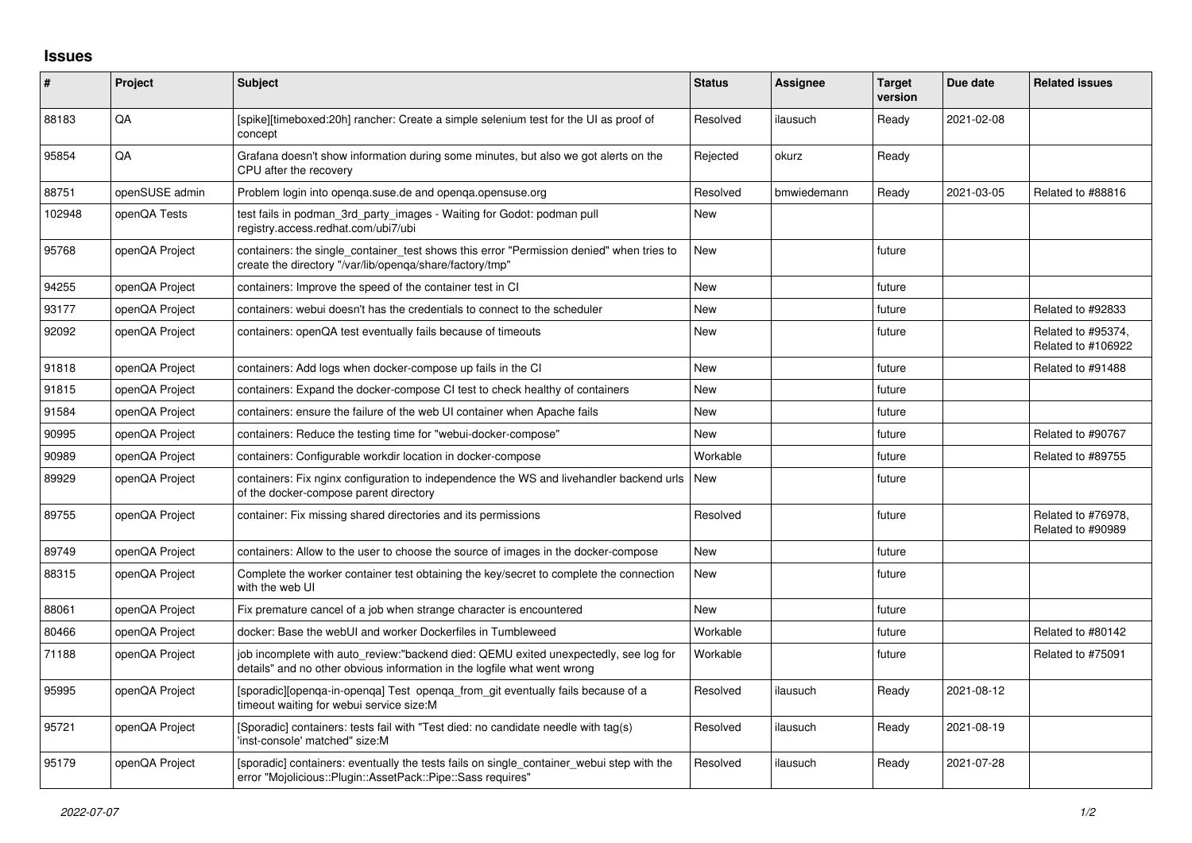# Issues

| # | Project | Subject | Status | Assignee | Target version | Due date | Related issues |
|---|---|---|---|---|---|---|---|
| 88183 | QA | [spike][timeboxed:20h] rancher: Create a simple selenium test for the UI as proof of concept | Resolved | ilausuch | Ready | 2021-02-08 | |
| 95854 | QA | Grafana doesn't show information during some minutes, but also we got alerts on the CPU after the recovery | Rejected | okurz | Ready | | |
| 88751 | openSUSE admin | Problem login into openqa.suse.de and openqa.opensuse.org | Resolved | bmwiedemann | Ready | 2021-03-05 | Related to #88816 |
| 102948 | openQA Tests | test fails in podman_3rd_party_images - Waiting for Godot: podman pull registry.access.redhat.com/ubi7/ubi | New | | | | |
| 95768 | openQA Project | containers: the single_container_test shows this error "Permission denied" when tries to create the directory "/var/lib/openqa/share/factory/tmp" | New | | future | | |
| 94255 | openQA Project | containers: Improve the speed of the container test in CI | New | | future | | |
| 93177 | openQA Project | containers: webui doesn't has the credentials to connect to the scheduler | New | | future | | Related to #92833 |
| 92092 | openQA Project | containers: openQA test eventually fails because of timeouts | New | | future | | Related to #95374, Related to #106922 |
| 91818 | openQA Project | containers: Add logs when docker-compose up fails in the CI | New | | future | | Related to #91488 |
| 91815 | openQA Project | containers: Expand the docker-compose CI test to check healthy of containers | New | | future | | |
| 91584 | openQA Project | containers: ensure the failure of the web UI container when Apache fails | New | | future | | |
| 90995 | openQA Project | containers: Reduce the testing time for "webui-docker-compose" | New | | future | | Related to #90767 |
| 90989 | openQA Project | containers: Configurable workdir location in docker-compose | Workable | | future | | Related to #89755 |
| 89929 | openQA Project | containers: Fix nginx configuration to independence the WS and livehandler backend urls of the docker-compose parent directory | New | | future | | |
| 89755 | openQA Project | container: Fix missing shared directories and its permissions | Resolved | | future | | Related to #76978, Related to #90989 |
| 89749 | openQA Project | containers: Allow to the user to choose the source of images in the docker-compose | New | | future | | |
| 88315 | openQA Project | Complete the worker container test obtaining the key/secret to complete the connection with the web UI | New | | future | | |
| 88061 | openQA Project | Fix premature cancel of a job when strange character is encountered | New | | future | | |
| 80466 | openQA Project | docker: Base the webUI and worker Dockerfiles in Tumbleweed | Workable | | future | | Related to #80142 |
| 71188 | openQA Project | job incomplete with auto_review:"backend died: QEMU exited unexpectedly, see log for details" and no other obvious information in the logfile what went wrong | Workable | | future | | Related to #75091 |
| 95995 | openQA Project | [sporadic][openqa-in-openqa] Test openqa_from_git eventually fails because of a timeout waiting for webui service size:M | Resolved | ilausuch | Ready | 2021-08-12 | |
| 95721 | openQA Project | [Sporadic] containers: tests fail with "Test died: no candidate needle with tag(s) 'inst-console' matched" size:M | Resolved | ilausuch | Ready | 2021-08-19 | |
| 95179 | openQA Project | [sporadic] containers: eventually the tests fails on single_container_webui step with the error "Mojolicious::Plugin::AssetPack::Pipe::Sass requires" | Resolved | ilausuch | Ready | 2021-07-28 | |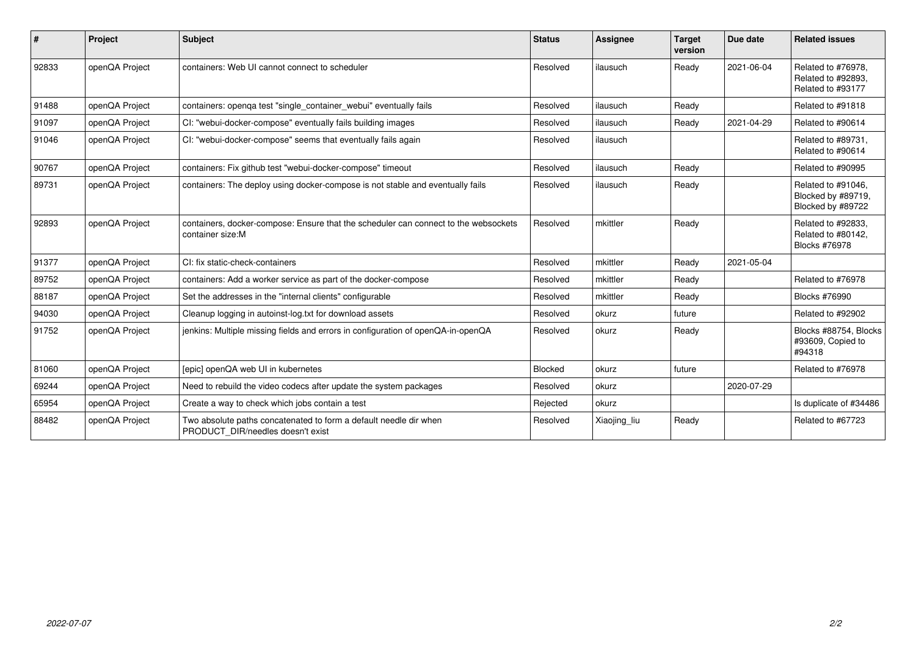| # | Project | Subject | Status | Assignee | Target version | Due date | Related issues |
|---|---|---|---|---|---|---|---|
| 92833 | openQA Project | containers: Web UI cannot connect to scheduler | Resolved | ilausuch | Ready | 2021-06-04 | Related to #76978, Related to #92893, Related to #93177 |
| 91488 | openQA Project | containers: openqa test "single_container_webui" eventually fails | Resolved | ilausuch | Ready | | Related to #91818 |
| 91097 | openQA Project | CI: "webui-docker-compose" eventually fails building images | Resolved | ilausuch | Ready | 2021-04-29 | Related to #90614 |
| 91046 | openQA Project | CI: "webui-docker-compose" seems that eventually fails again | Resolved | ilausuch | | | Related to #89731, Related to #90614 |
| 90767 | openQA Project | containers: Fix github test "webui-docker-compose" timeout | Resolved | ilausuch | Ready | | Related to #90995 |
| 89731 | openQA Project | containers: The deploy using docker-compose is not stable and eventually fails | Resolved | ilausuch | Ready | | Related to #91046, Blocked by #89719, Blocked by #89722 |
| 92893 | openQA Project | containers, docker-compose: Ensure that the scheduler can connect to the websockets container size:M | Resolved | mkittler | Ready | | Related to #92833, Related to #80142, Blocks #76978 |
| 91377 | openQA Project | CI: fix static-check-containers | Resolved | mkittler | Ready | 2021-05-04 | |
| 89752 | openQA Project | containers: Add a worker service as part of the docker-compose | Resolved | mkittler | Ready | | Related to #76978 |
| 88187 | openQA Project | Set the addresses in the "internal clients" configurable | Resolved | mkittler | Ready | | Blocks #76990 |
| 94030 | openQA Project | Cleanup logging in autoinst-log.txt for download assets | Resolved | okurz | future | | Related to #92902 |
| 91752 | openQA Project | jenkins: Multiple missing fields and errors in configuration of openQA-in-openQA | Resolved | okurz | Ready | | Blocks #88754, Blocks #93609, Copied to #94318 |
| 81060 | openQA Project | [epic] openQA web UI in kubernetes | Blocked | okurz | future | | Related to #76978 |
| 69244 | openQA Project | Need to rebuild the video codecs after update the system packages | Resolved | okurz | | 2020-07-29 | |
| 65954 | openQA Project | Create a way to check which jobs contain a test | Rejected | okurz | | | Is duplicate of #34486 |
| 88482 | openQA Project | Two absolute paths concatenated to form a default needle dir when PRODUCT_DIR/needles doesn't exist | Resolved | Xiaojing_liu | Ready | | Related to #67723 |